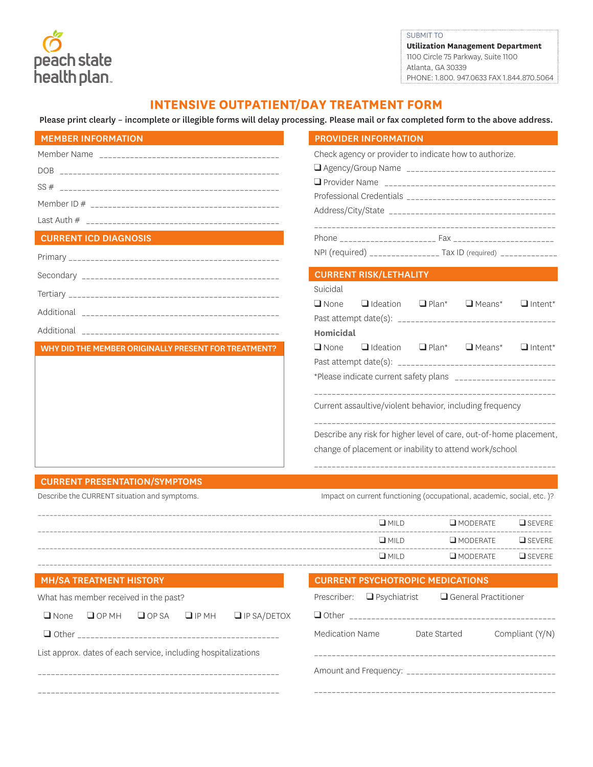peach state health plan

SUBMIT TO
**Utilization Management Department**
1100 Circle 75 Parkway, Suite 1100
Atlanta, GA 30339
PHONE: 1.800. 947.0633 FAX 1.844.870.5064

# INTENSIVE OUTPATIENT/DAY TREATMENT FORM

**Please print clearly – incomplete or illegible forms will delay processing. Please mail or fax completed form to the above address.**

## MEMBER INFORMATION

Member Name ________________________________________

DOB ________________________________________

SS # ________________________________________

Member ID # ________________________________________

Last Auth # ________________________________________

## CURRENT ICD DIAGNOSIS

Primary ________________________________________

Secondary ________________________________________

Tertiary ________________________________________

Additional ________________________________________

Additional ________________________________________

## WHY DID THE MEMBER ORIGINALLY PRESENT FOR TREATMENT?

## PROVIDER INFORMATION

Check agency or provider to indicate how to authorize.

❑ Agency/Group Name ________________________________________

❑ Provider Name ________________________________________

Professional Credentials ________________________________________

Address/City/State ________________________________________

________________________________________

Phone ____________________ Fax ____________________

NPI (required) ______________ Tax ID (required) ____________

## CURRENT RISK/LETHALITY

Suicidal

❑ None ❑ Ideation ❑ Plan* ❑ Means* ❑ Intent*

Past attempt date(s): ________________________________________

**Homicidal**

❑ None ❑ Ideation ❑ Plan* ❑ Means* ❑ Intent*

Past attempt date(s): ________________________________________

*Please indicate current safety plans ____________________

________________________________________

Current assaultive/violent behavior, including frequency

________________________________________

Describe any risk for higher level of care, out-of-home placement, change of placement or inability to attend work/school

________________________________________

## CURRENT PRESENTATION/SYMPTOMS

Describe the CURRENT situation and symptoms. | Impact on current functioning (occupational, academic, social, etc. )?

________________________________________ ❑ MILD ❑ MODERATE ❑ SEVERE

________________________________________ ❑ MILD ❑ MODERATE ❑ SEVERE

________________________________________ ❑ MILD ❑ MODERATE ❑ SEVERE

## MH/SA TREATMENT HISTORY

What has member received in the past?

❑ None ❑ OP MH ❑ OP SA ❑ IP MH ❑ IP SA/DETOX

❑ Other ________________________________________

List approx. dates of each service, including hospitalizations

________________________________________

________________________________________

## CURRENT PSYCHOTROPIC MEDICATIONS

Prescriber: ❑ Psychiatrist ❑ General Practitioner

❑ Other ________________________________________

| Medication Name | Date Started | Compliant (Y/N) |
| --- | --- | --- |
| | | |

Amount and Frequency: ________________________________________

________________________________________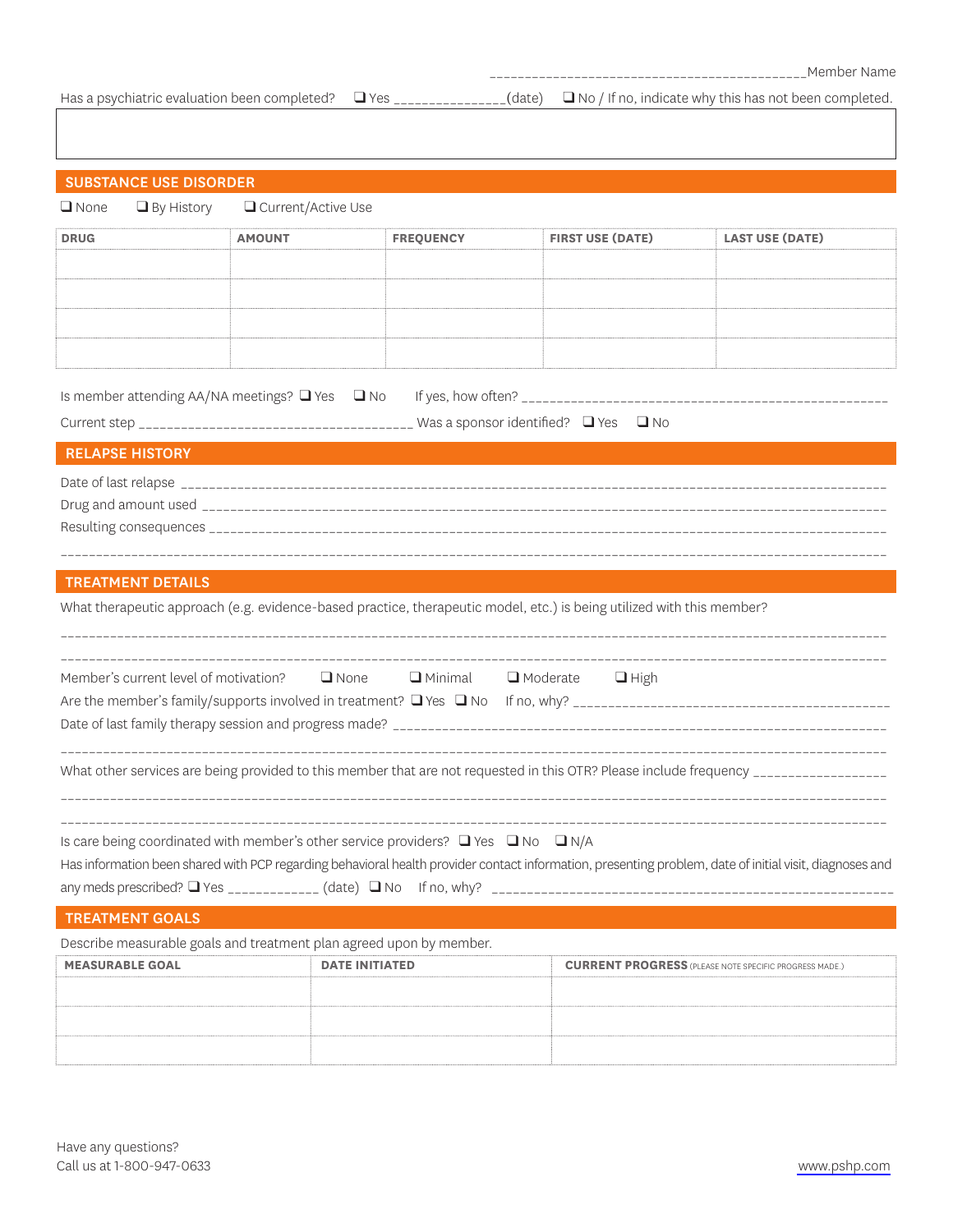______________________________________________Member Name

Has a psychiatric evaluation been completed? ❑ Yes _______________(date) ❑ No / If no, indicate why this has not been completed.

## SUBSTANCE USE DISORDER

❑ None ❑ By History ❑ Current/Active Use

| DRUG | AMOUNT | FREQUENCY | FIRST USE (DATE) | LAST USE (DATE) |
|---|---|---|---|---|
| | | | | |
| | | | | |
| | | | | |
| | | | | |

Is member attending AA/NA meetings? ❑ Yes ❑ No If yes, how often? ____________________________________________________

Current step ______________________________________ Was a sponsor identified? ❑ Yes ❑ No

## RELAPSE HISTORY

Date of last relapse ______________________________________________________________________________________________

Drug and amount used ____________________________________________________________________________________________

Resulting consequences ____________________________________________________________________________________________

_______________________________________________________________________________________________________________

## TREATMENT DETAILS

What therapeutic approach (e.g. evidence-based practice, therapeutic model, etc.) is being utilized with this member?

_______________________________________________________________________________________________________________

_______________________________________________________________________________________________________________

Member's current level of motivation? ❑ None ❑ Minimal ❑ Moderate ❑ High

Are the member's family/supports involved in treatment? ❑ Yes ❑ No If no, why? ____________________________________________

Date of last family therapy session and progress made? ______________________________________________________________

_______________________________________________________________________________________________________________

What other services are being provided to this member that are not requested in this OTR? Please include frequency __________________

_______________________________________________________________________________________________________________

_______________________________________________________________________________________________________________

Is care being coordinated with member's other service providers? ❑ Yes ❑ No ❑ N/A

Has information been shared with PCP regarding behavioral health provider contact information, presenting problem, date of initial visit, diagnoses and any meds prescribed? ❑ Yes ____________ (date) ❑ No If no, why? ________________________________________________________

## TREATMENT GOALS

Describe measurable goals and treatment plan agreed upon by member.

| MEASURABLE GOAL | DATE INITIATED | CURRENT PROGRESS (PLEASE NOTE SPECIFIC PROGRESS MADE.) |
|---|---|---|
| | | |
| | | |
| | | |

Have any questions?
Call us at 1-800-947-0633

www.pshp.com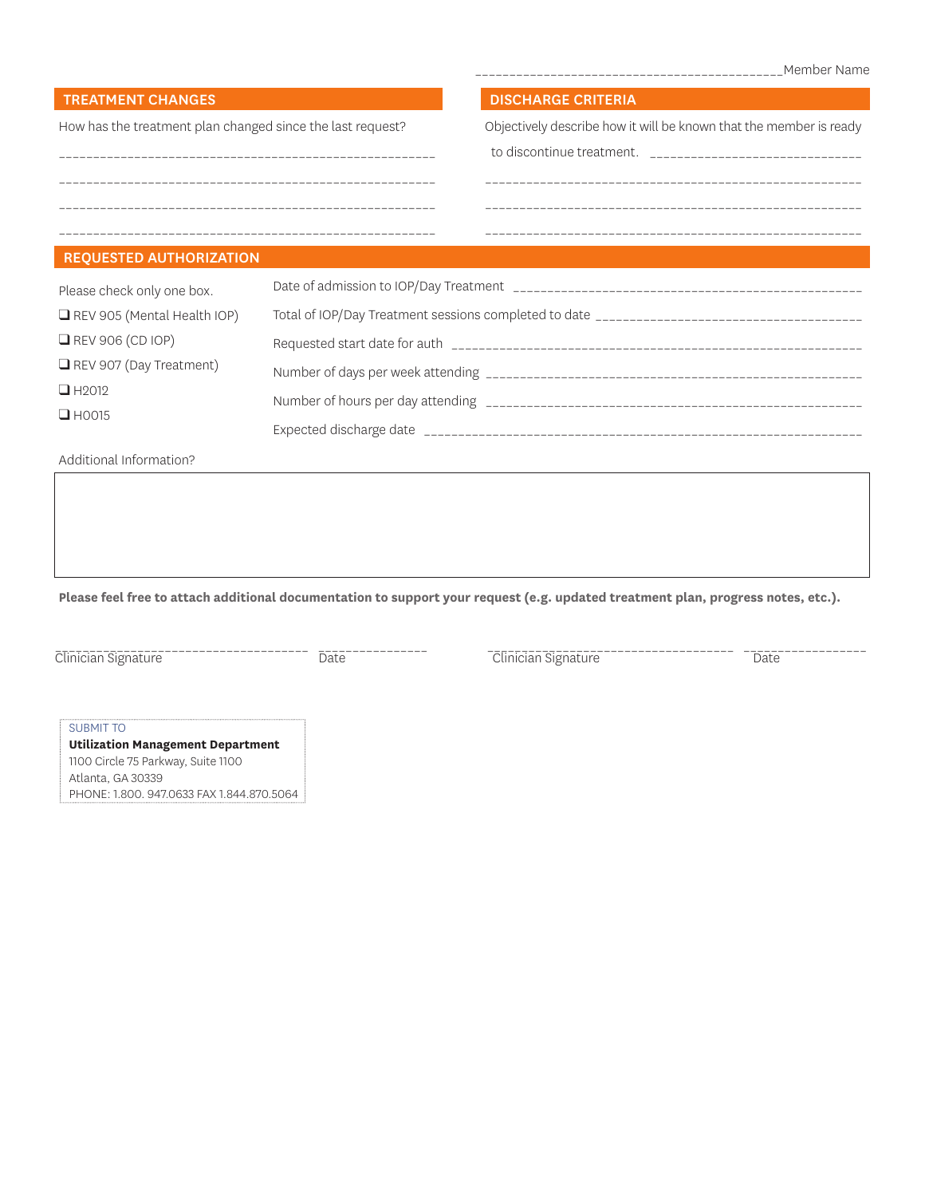______________________________________________Member Name

## TREATMENT CHANGES

How has the treatment plan changed since the last request?

________________________________________________________

________________________________________________________

________________________________________________________

________________________________________________________

## DISCHARGE CRITERIA

Objectively describe how it will be known that the member is ready to discontinue treatment. ________________________________

________________________________________________________

________________________________________________________

________________________________________________________

## REQUESTED AUTHORIZATION

Please check only one box.

- ❑ REV 905 (Mental Health IOP)
- ❑ REV 906 (CD IOP)
- ❑ REV 907 (Day Treatment)
- ❑ H2012
- ❑ H0015

Date of admission to IOP/Day Treatment ______________________________________________________

Total of IOP/Day Treatment sessions completed to date ________________________________________

Requested start date for auth ________________________________________________________________

Number of days per week attending __________________________________________________________

Number of hours per day attending __________________________________________________________

Expected discharge date ____________________________________________________________________

Additional Information?

**Please feel free to attach additional documentation to support your request (e.g. updated treatment plan, progress notes, etc.).**

_____________________________________ _______________
Clinician Signature Date

_____________________________________ _______________
Clinician Signature Date

SUBMIT TO
**Utilization Management Department**
1100 Circle 75 Parkway, Suite 1100
Atlanta, GA 30339
PHONE: 1.800. 947.0633 FAX 1.844.870.5064